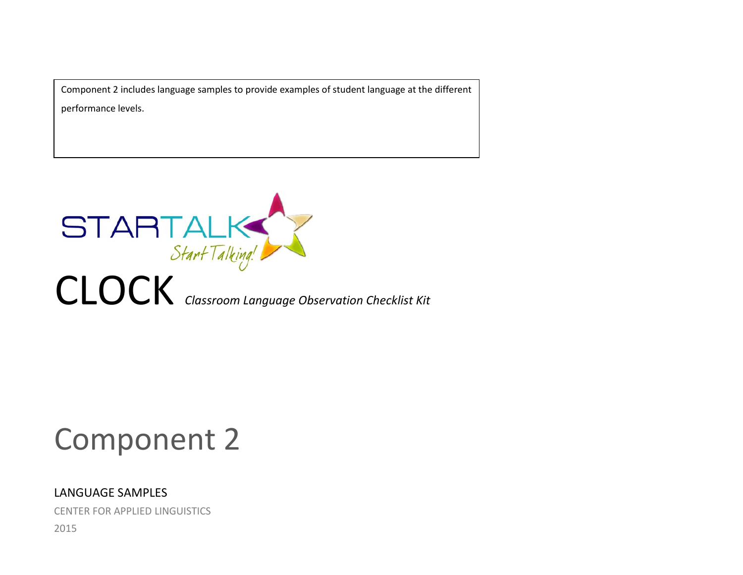Component 2 includes language samples to provide examples of student language at the different performance levels.

STARTALK

*Start Talking!*

# CLOCK *Classroom Language Observation Checklist Kit*

# Component 2

## LANGUAGE SAMPLES

CENTER FOR APPLIED LINGUISTICS

2015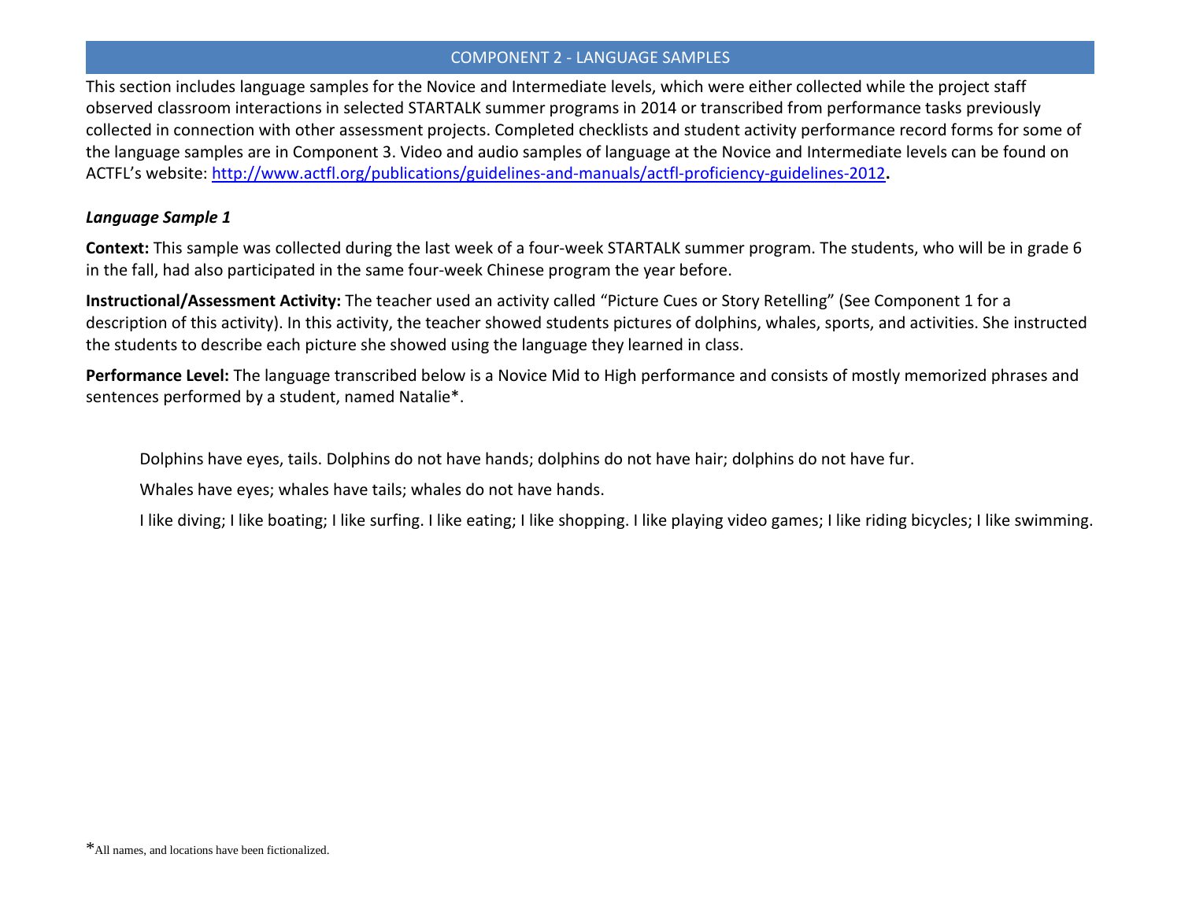## COMPONENT 2 - LANGUAGE SAMPLES

This section includes language samples for the Novice and Intermediate levels, which were either collected while the project staff observed classroom interactions in selected STARTALK summer programs in 2014 or transcribed from performance tasks previously collected in connection with other assessment projects. Completed checklists and student activity performance record forms for some of the language samples are in Component 3. Video and audio samples of language at the Novice and Intermediate levels can be found on ACTFL's website: [http://www.actfl.org/publications/guidelines-and-manuals/actfl-proficiency-guidelines-2012](http://www.actfl.org/publications/guidelines-and-manuals/actfl-proficiency-guidelines-2012).

### *Language Sample 1*

**Context:** This sample was collected during the last week of a four-week STARTALK summer program. The students, who will be in grade 6 in the fall, had also participated in the same four-week Chinese program the year before.

**Instructional/Assessment Activity:** The teacher used an activity called "Picture Cues or Story Retelling" (See Component 1 for a description of this activity). In this activity, the teacher showed students pictures of dolphins, whales, sports, and activities. She instructed the students to describe each picture she showed using the language they learned in class.

**Performance Level:** The language transcribed below is a Novice Mid to High performance and consists of mostly memorized phrases and sentences performed by a student, named Natalie*.

> Dolphins have eyes, tails. Dolphins do not have hands; dolphins do not have hair; dolphins do not have fur.
>
> Whales have eyes; whales have tails; whales do not have hands.
>
> I like diving; I like boating; I like surfing. I like eating; I like shopping. I like playing video games; I like riding bicycles; I like swimming.

*All names, and locations have been fictionalized.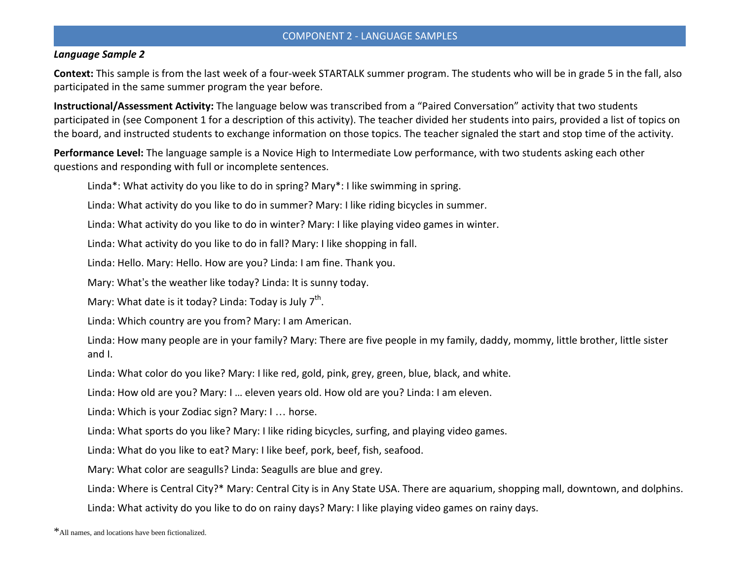## COMPONENT 2 - LANGUAGE SAMPLES

### *Language Sample 2*

**Context:** This sample is from the last week of a four-week STARTALK summer program. The students who will be in grade 5 in the fall, also participated in the same summer program the year before.

**Instructional/Assessment Activity:** The language below was transcribed from a "Paired Conversation" activity that two students participated in (see Component 1 for a description of this activity). The teacher divided her students into pairs, provided a list of topics on the board, and instructed students to exchange information on those topics. The teacher signaled the start and stop time of the activity.

**Performance Level:** The language sample is a Novice High to Intermediate Low performance, with two students asking each other questions and responding with full or incomplete sentences.

Linda*: What activity do you like to do in spring? Mary*: I like swimming in spring.

Linda: What activity do you like to do in summer? Mary: I like riding bicycles in summer.

Linda: What activity do you like to do in winter? Mary: I like playing video games in winter.

Linda: What activity do you like to do in fall? Mary: I like shopping in fall.

Linda: Hello. Mary: Hello. How are you? Linda: I am fine. Thank you.

Mary: What's the weather like today? Linda: It is sunny today.

Mary: What date is it today? Linda: Today is July 7th.

Linda: Which country are you from? Mary: I am American.

Linda: How many people are in your family? Mary: There are five people in my family, daddy, mommy, little brother, little sister and I.

Linda: What color do you like? Mary: I like red, gold, pink, grey, green, blue, black, and white.

Linda: How old are you? Mary: I … eleven years old. How old are you? Linda: I am eleven.

Linda: Which is your Zodiac sign? Mary: I … horse.

Linda: What sports do you like? Mary: I like riding bicycles, surfing, and playing video games.

Linda: What do you like to eat? Mary: I like beef, pork, beef, fish, seafood.

Mary: What color are seagulls? Linda: Seagulls are blue and grey.

Linda: Where is Central City?* Mary: Central City is in Any State USA. There are aquarium, shopping mall, downtown, and dolphins.

Linda: What activity do you like to do on rainy days? Mary: I like playing video games on rainy days.

*All names, and locations have been fictionalized.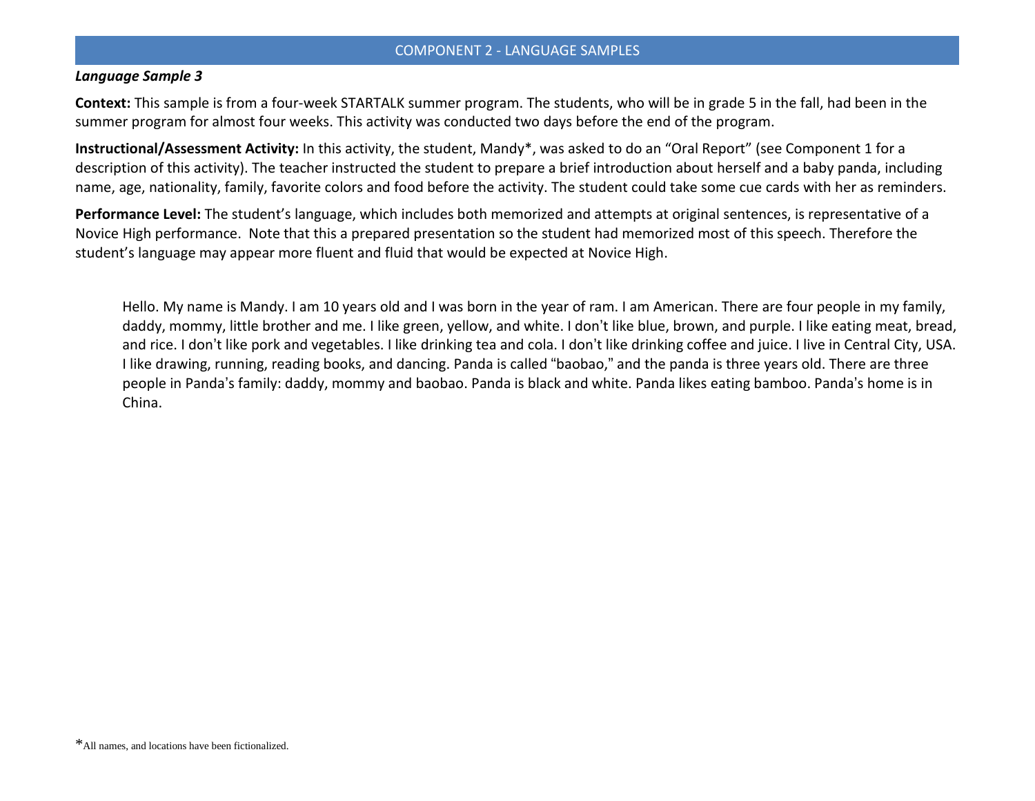## COMPONENT 2 - LANGUAGE SAMPLES

### *Language Sample 3*

**Context:** This sample is from a four-week STARTALK summer program. The students, who will be in grade 5 in the fall, had been in the summer program for almost four weeks. This activity was conducted two days before the end of the program.

**Instructional/Assessment Activity:** In this activity, the student, Mandy*, was asked to do an "Oral Report" (see Component 1 for a description of this activity). The teacher instructed the student to prepare a brief introduction about herself and a baby panda, including name, age, nationality, family, favorite colors and food before the activity. The student could take some cue cards with her as reminders.

**Performance Level:** The student's language, which includes both memorized and attempts at original sentences, is representative of a Novice High performance. Note that this a prepared presentation so the student had memorized most of this speech. Therefore the student's language may appear more fluent and fluid that would be expected at Novice High.

> Hello. My name is Mandy. I am 10 years old and I was born in the year of ram. I am American. There are four people in my family, daddy, mommy, little brother and me. I like green, yellow, and white. I don't like blue, brown, and purple. I like eating meat, bread, and rice. I don't like pork and vegetables. I like drinking tea and cola. I don't like drinking coffee and juice. I live in Central City, USA. I like drawing, running, reading books, and dancing. Panda is called "baobao," and the panda is three years old. There are three people in Panda's family: daddy, mommy and baobao. Panda is black and white. Panda likes eating bamboo. Panda's home is in China.

*All names, and locations have been fictionalized.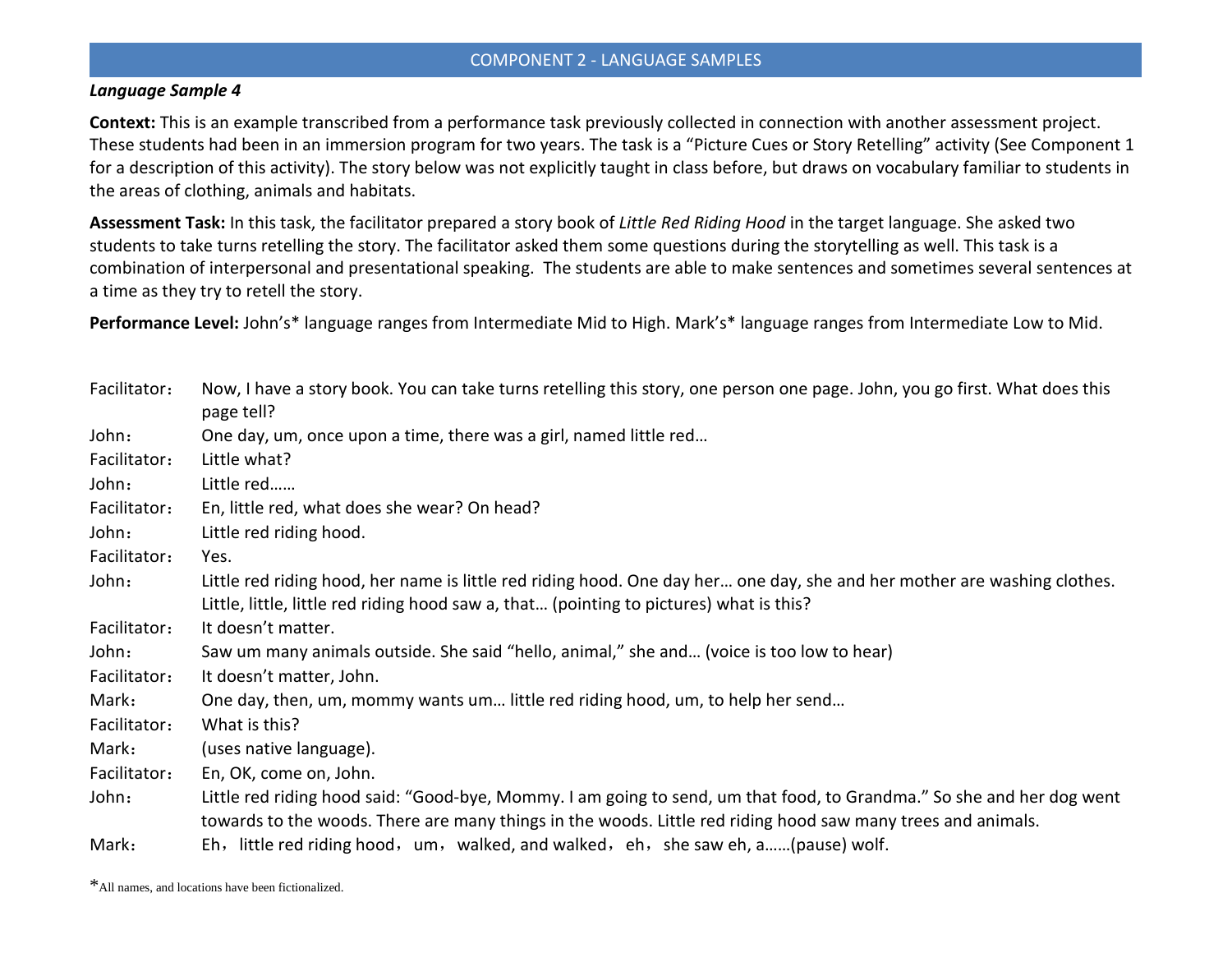## COMPONENT 2 - LANGUAGE SAMPLES

***Language Sample 4***

**Context:** This is an example transcribed from a performance task previously collected in connection with another assessment project. These students had been in an immersion program for two years. The task is a "Picture Cues or Story Retelling" activity (See Component 1 for a description of this activity). The story below was not explicitly taught in class before, but draws on vocabulary familiar to students in the areas of clothing, animals and habitats.

**Assessment Task:** In this task, the facilitator prepared a story book of *Little Red Riding Hood* in the target language. She asked two students to take turns retelling the story. The facilitator asked them some questions during the storytelling as well. This task is a combination of interpersonal and presentational speaking. The students are able to make sentences and sometimes several sentences at a time as they try to retell the story.

**Performance Level:** John's* language ranges from Intermediate Mid to High. Mark's* language ranges from Intermediate Low to Mid.

| | |
|---|---|
| Facilitator： | Now, I have a story book. You can take turns retelling this story, one person one page. John, you go first. What does this page tell? |
| John： | One day, um, once upon a time, there was a girl, named little red… |
| Facilitator： | Little what? |
| John： | Little red…… |
| Facilitator： | En, little red, what does she wear? On head? |
| John： | Little red riding hood. |
| Facilitator： | Yes. |
| John： | Little red riding hood, her name is little red riding hood. One day her… one day, she and her mother are washing clothes. Little, little, little red riding hood saw a, that… (pointing to pictures) what is this? |
| Facilitator： | It doesn't matter. |
| John： | Saw um many animals outside. She said "hello, animal," she and… (voice is too low to hear) |
| Facilitator： | It doesn't matter, John. |
| Mark： | One day, then, um, mommy wants um… little red riding hood, um, to help her send… |
| Facilitator： | What is this? |
| Mark： | (uses native language). |
| Facilitator： | En, OK, come on, John. |
| John： | Little red riding hood said: "Good-bye, Mommy. I am going to send, um that food, to Grandma." So she and her dog went towards to the woods. There are many things in the woods. Little red riding hood saw many trees and animals. |
| Mark： | Eh，little red riding hood，um，walked, and walked，eh，she saw eh, a……(pause) wolf. |

*All names, and locations have been fictionalized.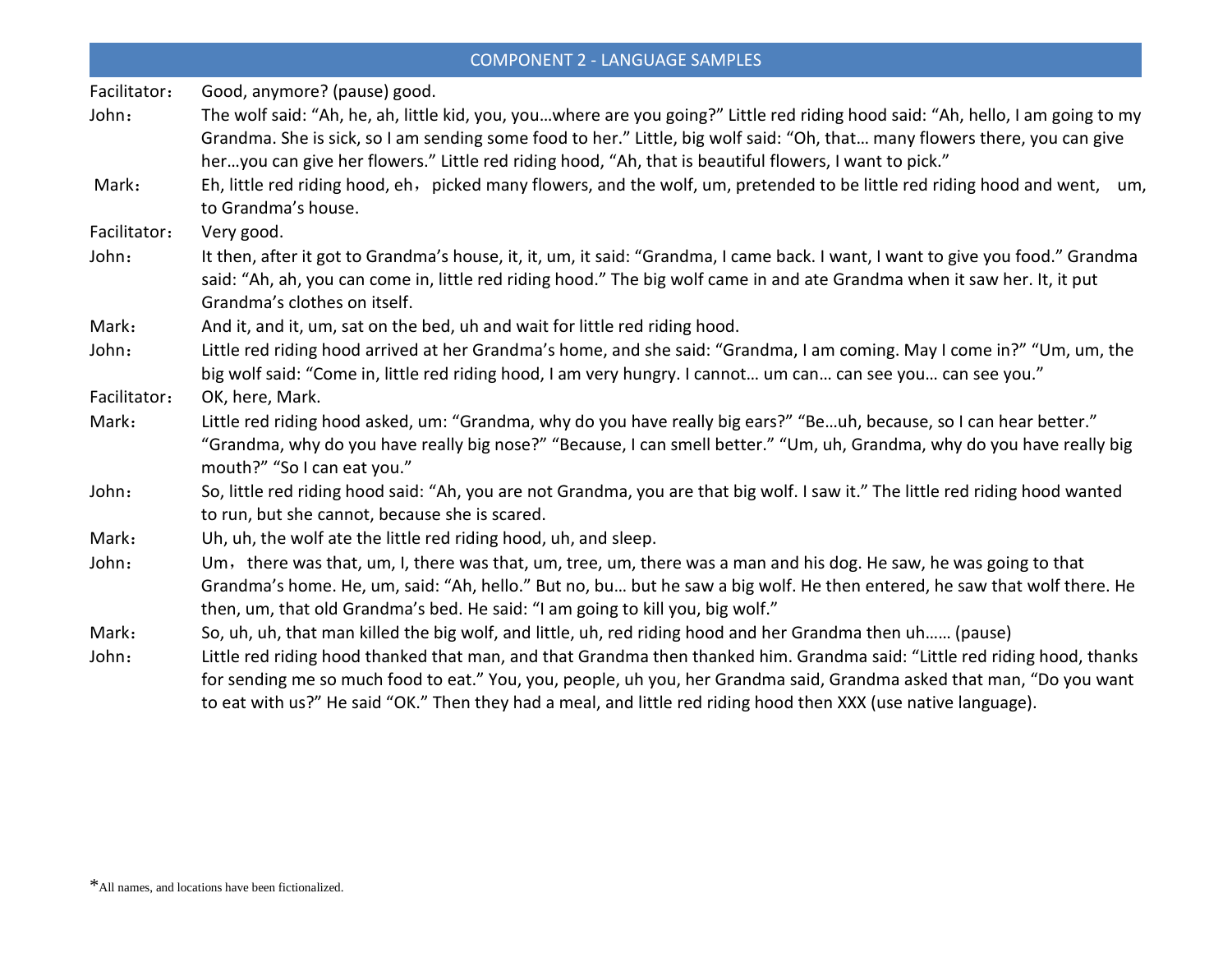## COMPONENT 2 - LANGUAGE SAMPLES

| | |
|---|---|
| Facilitator： | Good, anymore? (pause) good. |
| John： | The wolf said: "Ah, he, ah, little kid, you, you…where are you going?" Little red riding hood said: "Ah, hello, I am going to my Grandma. She is sick, so I am sending some food to her." Little, big wolf said: "Oh, that… many flowers there, you can give her…you can give her flowers." Little red riding hood, "Ah, that is beautiful flowers, I want to pick." |
| Mark： | Eh, little red riding hood, eh， picked many flowers, and the wolf, um, pretended to be little red riding hood and went, um, to Grandma's house. |
| Facilitator： | Very good. |
| John： | It then, after it got to Grandma's house, it, it, um, it said: "Grandma, I came back. I want, I want to give you food." Grandma said: "Ah, ah, you can come in, little red riding hood." The big wolf came in and ate Grandma when it saw her. It, it put Grandma's clothes on itself. |
| Mark： | And it, and it, um, sat on the bed, uh and wait for little red riding hood. |
| John： | Little red riding hood arrived at her Grandma's home, and she said: "Grandma, I am coming. May I come in?" "Um, um, the big wolf said: "Come in, little red riding hood, I am very hungry. I cannot… um can… can see you… can see you." |
| Facilitator： | OK, here, Mark. |
| Mark： | Little red riding hood asked, um: "Grandma, why do you have really big ears?" "Be…uh, because, so I can hear better." "Grandma, why do you have really big nose?" "Because, I can smell better." "Um, uh, Grandma, why do you have really big mouth?" "So I can eat you." |
| John： | So, little red riding hood said: "Ah, you are not Grandma, you are that big wolf. I saw it." The little red riding hood wanted to run, but she cannot, because she is scared. |
| Mark： | Uh, uh, the wolf ate the little red riding hood, uh, and sleep. |
| John： | Um， there was that, um, I, there was that, um, tree, um, there was a man and his dog. He saw, he was going to that Grandma's home. He, um, said: "Ah, hello." But no, bu… but he saw a big wolf. He then entered, he saw that wolf there. He then, um, that old Grandma's bed. He said: "I am going to kill you, big wolf." |
| Mark： | So, uh, uh, that man killed the big wolf, and little, uh, red riding hood and her Grandma then uh…… (pause) |
| John： | Little red riding hood thanked that man, and that Grandma then thanked him. Grandma said: "Little red riding hood, thanks for sending me so much food to eat." You, you, people, uh you, her Grandma said, Grandma asked that man, "Do you want to eat with us?" He said "OK." Then they had a meal, and little red riding hood then XXX (use native language). |

*All names, and locations have been fictionalized.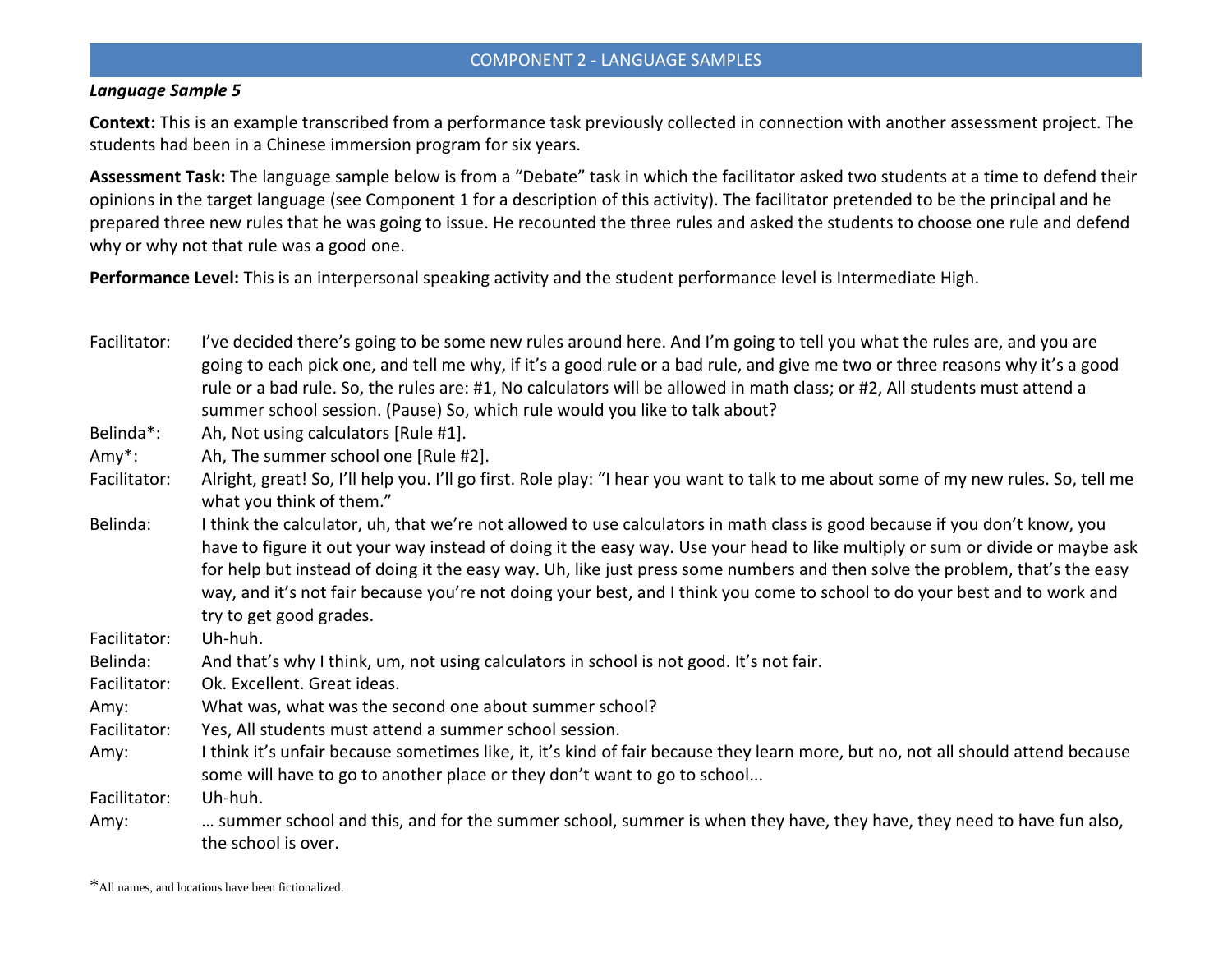## COMPONENT 2 - LANGUAGE SAMPLES

***Language Sample 5***

**Context:** This is an example transcribed from a performance task previously collected in connection with another assessment project. The students had been in a Chinese immersion program for six years.

**Assessment Task:** The language sample below is from a "Debate" task in which the facilitator asked two students at a time to defend their opinions in the target language (see Component 1 for a description of this activity). The facilitator pretended to be the principal and he prepared three new rules that he was going to issue. He recounted the three rules and asked the students to choose one rule and defend why or why not that rule was a good one.

**Performance Level:** This is an interpersonal speaking activity and the student performance level is Intermediate High.

| | |
|---|---|
| Facilitator: | I've decided there's going to be some new rules around here. And I'm going to tell you what the rules are, and you are going to each pick one, and tell me why, if it's a good rule or a bad rule, and give me two or three reasons why it's a good rule or a bad rule. So, the rules are: #1, No calculators will be allowed in math class; or #2, All students must attend a summer school session. (Pause) So, which rule would you like to talk about? |
| Belinda*: | Ah, Not using calculators [Rule #1]. |
| Amy*: | Ah, The summer school one [Rule #2]. |
| Facilitator: | Alright, great! So, I'll help you. I'll go first. Role play: "I hear you want to talk to me about some of my new rules. So, tell me what you think of them." |
| Belinda: | I think the calculator, uh, that we're not allowed to use calculators in math class is good because if you don't know, you have to figure it out your way instead of doing it the easy way. Use your head to like multiply or sum or divide or maybe ask for help but instead of doing it the easy way. Uh, like just press some numbers and then solve the problem, that's the easy way, and it's not fair because you're not doing your best, and I think you come to school to do your best and to work and try to get good grades. |
| Facilitator: | Uh-huh. |
| Belinda: | And that's why I think, um, not using calculators in school is not good. It's not fair. |
| Facilitator: | Ok. Excellent. Great ideas. |
| Amy: | What was, what was the second one about summer school? |
| Facilitator: | Yes, All students must attend a summer school session. |
| Amy: | I think it's unfair because sometimes like, it, it's kind of fair because they learn more, but no, not all should attend because some will have to go to another place or they don't want to go to school... |
| Facilitator: | Uh-huh. |
| Amy: | … summer school and this, and for the summer school, summer is when they have, they have, they need to have fun also, the school is over. |

*All names, and locations have been fictionalized.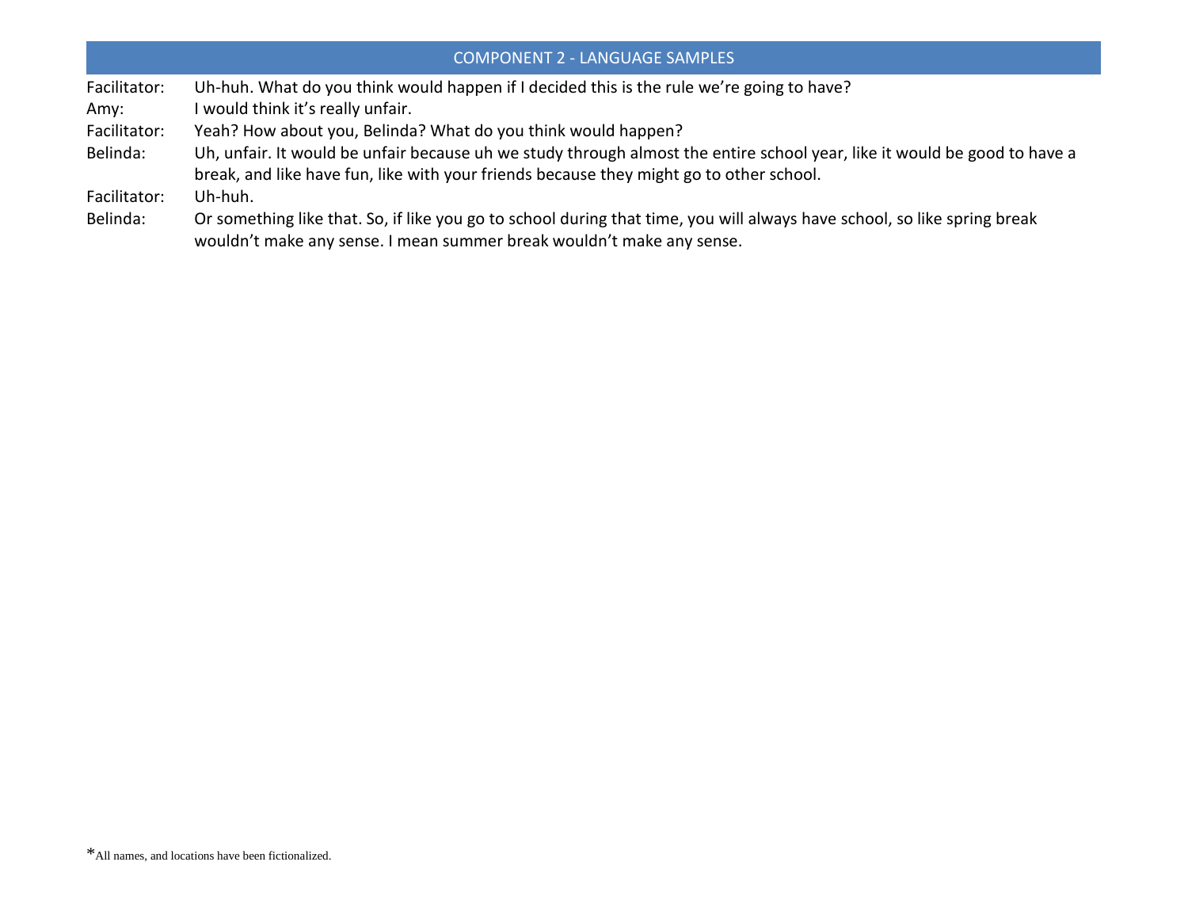## COMPONENT 2 - LANGUAGE SAMPLES

| | |
|---|---|
| Facilitator: | Uh-huh. What do you think would happen if I decided this is the rule we're going to have? |
| Amy: | I would think it's really unfair. |
| Facilitator: | Yeah? How about you, Belinda? What do you think would happen? |
| Belinda: | Uh, unfair. It would be unfair because uh we study through almost the entire school year, like it would be good to have a break, and like have fun, like with your friends because they might go to other school. |
| Facilitator: | Uh-huh. |
| Belinda: | Or something like that. So, if like you go to school during that time, you will always have school, so like spring break wouldn't make any sense. I mean summer break wouldn't make any sense. |

*All names, and locations have been fictionalized.